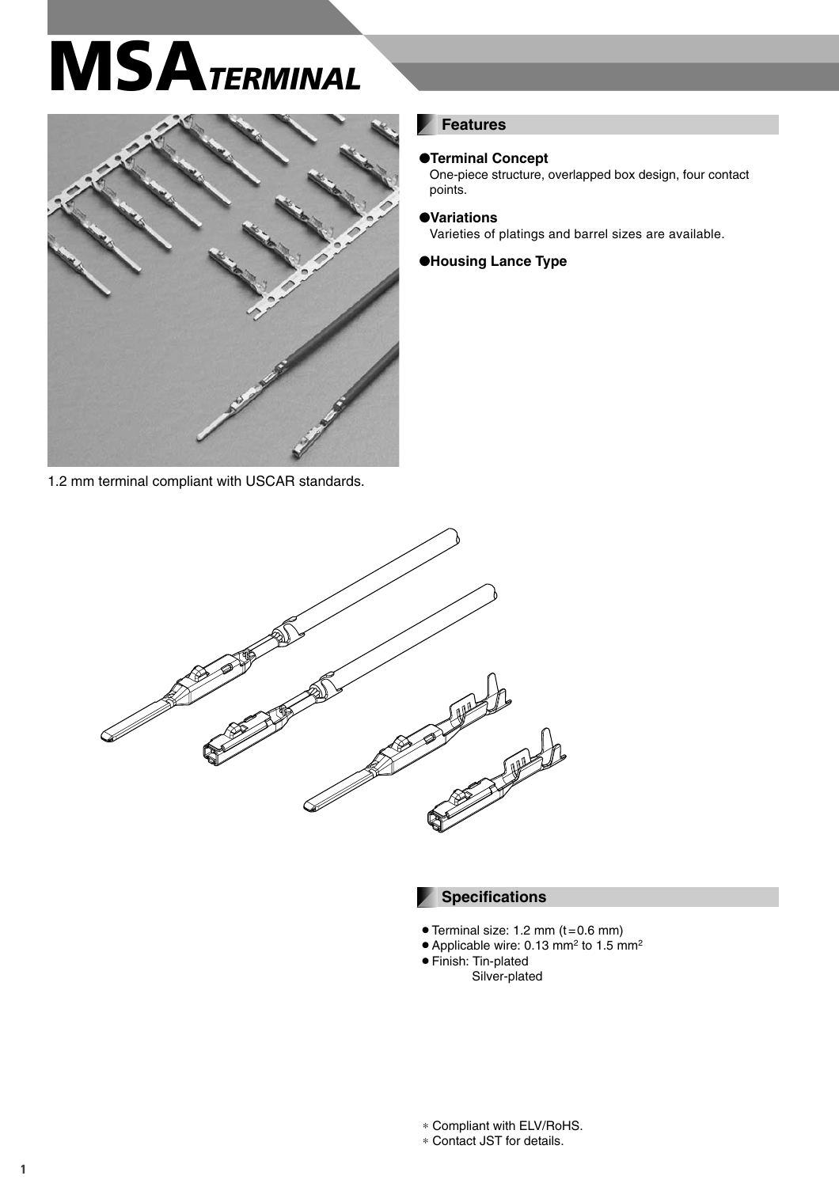# MSA TERMINAL

1.2 mm terminal compliant with USCAR standards.

## Features

● **Terminal Concept**
One-piece structure, overlapped box design, four contact points.

● **Variations**
Varieties of platings and barrel sizes are available.

● **Housing Lance Type**

## Specifications

- Terminal size: 1.2 mm (t=0.6 mm)
- Applicable wire: 0.13 mm$^2$ to 1.5 mm$^2$
- Finish: Tin-plated
  Silver-plated

* Compliant with ELV/RoHS.
* Contact JST for details.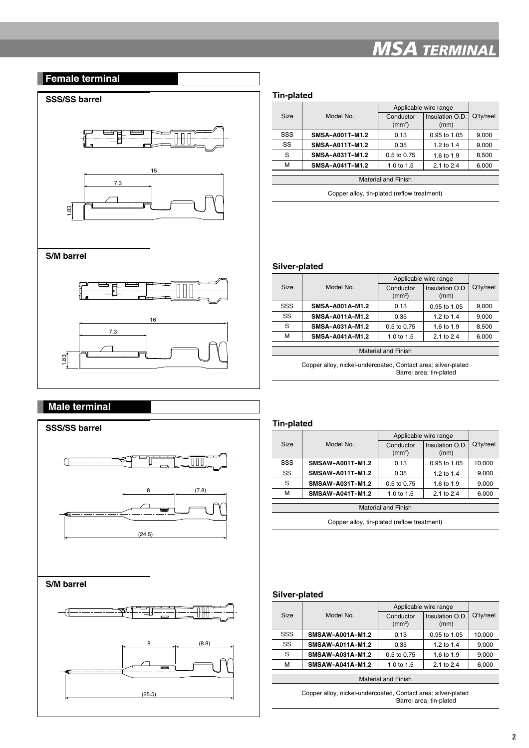# MSA TERMINAL

## Female terminal

### SSS/SS barrel

15

7.3

1.83

### S/M barrel

16

7.3

1.83

### Tin-plated

| Size | Model No. | Applicable wire range | | Q'ty/reel |
|---|---|---|---|---|
| | | Conductor ($mm^2$) | Insulation O.D. (mm) | |
| SSS | **SMSA-A001T-M1.2** | 0.13 | 0.95 to 1.05 | 9,000 |
| SS | **SMSA-A011T-M1.2** | 0.35 | 1.2 to 1.4 | 9,000 |
| S | **SMSA-A031T-M1.2** | 0.5 to 0.75 | 1.6 to 1.9 | 8,500 |
| M | **SMSA-A041T-M1.2** | 1.0 to 1.5 | 2.1 to 2.4 | 6,000 |

| Material and Finish |
|---|
| Copper alloy, tin-plated (reflow treatment) |

### Silver-plated

| Size | Model No. | Applicable wire range | | Q'ty/reel |
|---|---|---|---|---|
| | | Conductor ($mm^2$) | Insulation O.D. (mm) | |
| SSS | **SMSA-A001A-M1.2** | 0.13 | 0.95 to 1.05 | 9,000 |
| SS | **SMSA-A011A-M1.2** | 0.35 | 1.2 to 1.4 | 9,000 |
| S | **SMSA-A031A-M1.2** | 0.5 to 0.75 | 1.6 to 1.9 | 8,500 |
| M | **SMSA-A041A-M1.2** | 1.0 to 1.5 | 2.1 to 2.4 | 6,000 |

| Material and Finish |
|---|
| Copper alloy, nickel-undercoated, Contact area; silver-plated<br>Barrel area; tin-plated |

## Male terminal

### SSS/SS barrel

8

(7.8)

(24.5)

### S/M barrel

8

(8.8)

(25.5)

### Tin-plated

| Size | Model No. | Applicable wire range | | Q'ty/reel |
|---|---|---|---|---|
| | | Conductor ($mm^2$) | Insulation O.D. (mm) | |
| SSS | **SMSAW-A001T-M1.2** | 0.13 | 0.95 to 1.05 | 10,000 |
| SS | **SMSAW-A011T-M1.2** | 0.35 | 1.2 to 1.4 | 9,000 |
| S | **SMSAW-A031T-M1.2** | 0.5 to 0.75 | 1.6 to 1.9 | 9,000 |
| M | **SMSAW-A041T-M1.2** | 1.0 to 1.5 | 2.1 to 2.4 | 6,000 |

| Material and Finish |
|---|
| Copper alloy, tin-plated (reflow treatment) |

### Silver-plated

| Size | Model No. | Applicable wire range | | Q'ty/reel |
|---|---|---|---|---|
| | | Conductor ($mm^2$) | Insulation O.D. (mm) | |
| SSS | **SMSAW-A001A-M1.2** | 0.13 | 0.95 to 1.05 | 10,000 |
| SS | **SMSAW-A011A-M1.2** | 0.35 | 1.2 to 1.4 | 9,000 |
| S | **SMSAW-A031A-M1.2** | 0.5 to 0.75 | 1.6 to 1.9 | 9,000 |
| M | **SMSAW-A041A-M1.2** | 1.0 to 1.5 | 2.1 to 2.4 | 6,000 |

| Material and Finish |
|---|
| Copper alloy, nickel-undercoated, Contact area; silver-plated<br>Barrel area; tin-plated |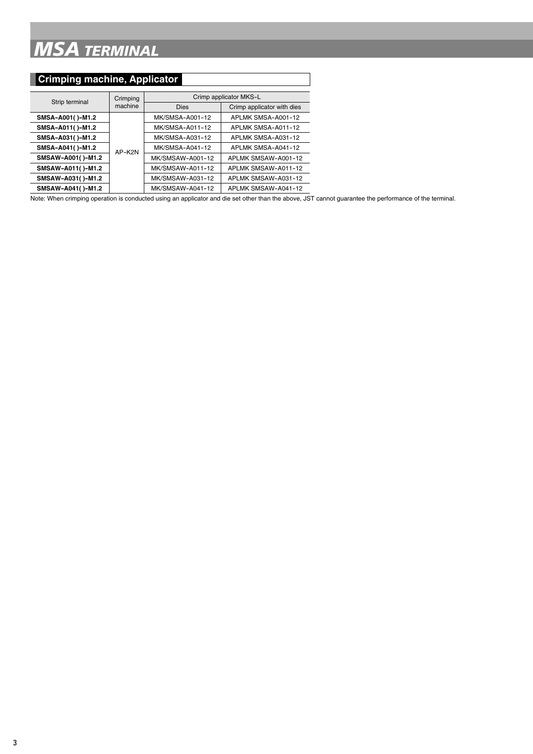# MSA TERMINAL

## Crimping machine, Applicator

| Strip terminal | Crimping machine | Crimp applicator MKS-L | |
|---|---|---|---|
| | | Dies | Crimp applicator with dies |
| **SMSA-A001( )-M1.2** | AP-K2N | MK/SMSA-A001-12 | APLMK SMSA-A001-12 |
| **SMSA-A011( )-M1.2** | | MK/SMSA-A011-12 | APLMK SMSA-A011-12 |
| **SMSA-A031( )-M1.2** | | MK/SMSA-A031-12 | APLMK SMSA-A031-12 |
| **SMSA-A041( )-M1.2** | | MK/SMSA-A041-12 | APLMK SMSA-A041-12 |
| **SMSAW-A001( )-M1.2** | | MK/SMSAW-A001-12 | APLMK SMSAW-A001-12 |
| **SMSAW-A011( )-M1.2** | | MK/SMSAW-A011-12 | APLMK SMSAW-A011-12 |
| **SMSAW-A031( )-M1.2** | | MK/SMSAW-A031-12 | APLMK SMSAW-A031-12 |
| **SMSAW-A041( )-M1.2** | | MK/SMSAW-A041-12 | APLMK SMSAW-A041-12 |

Note: When crimping operation is conducted using an applicator and die set other than the above, JST cannot guarantee the performance of the terminal.